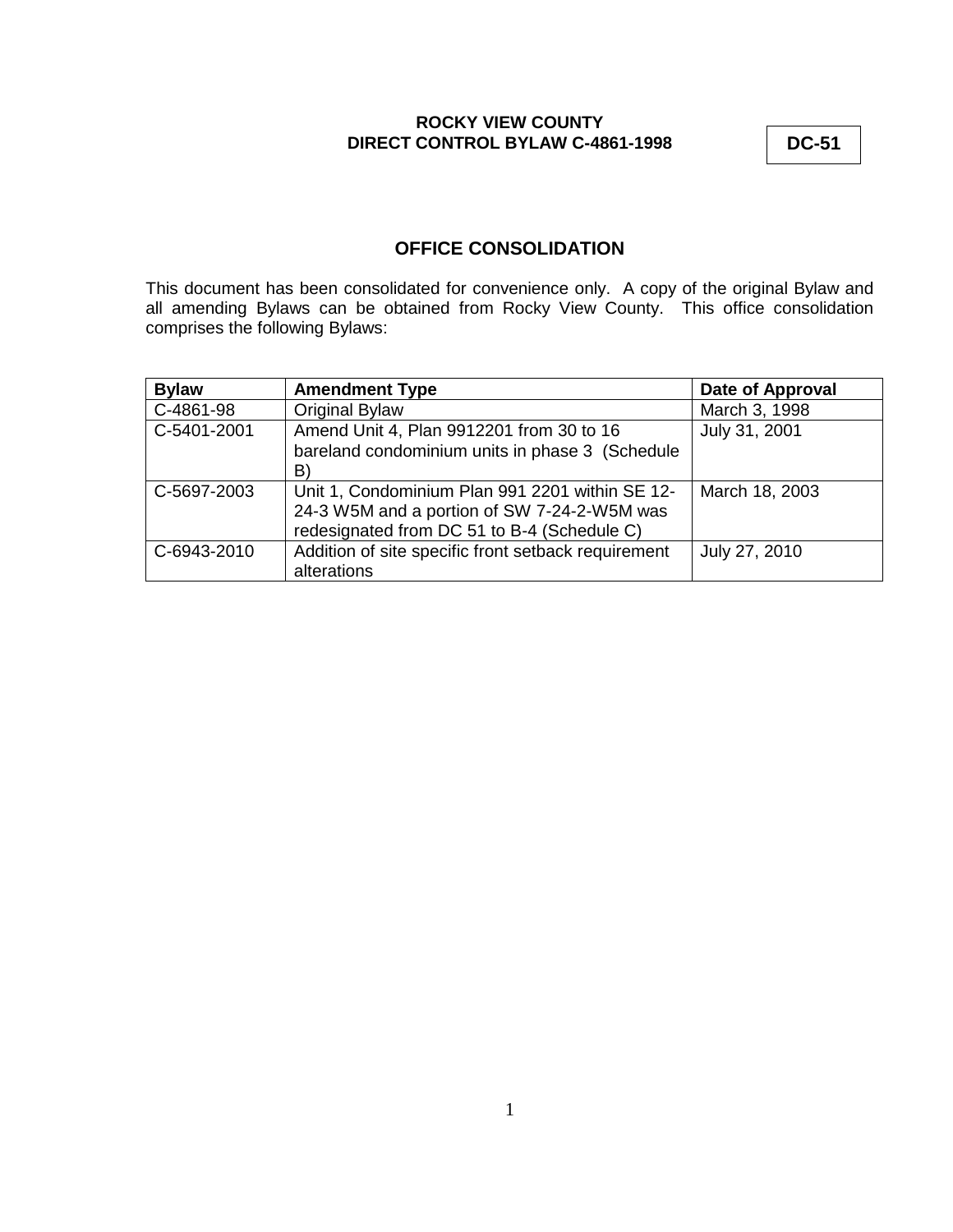**ROCKY VIEW COUNTY**
**DIRECT CONTROL BYLAW C-4861-1998**

**DC-51**

## OFFICE CONSOLIDATION

This document has been consolidated for convenience only. A copy of the original Bylaw and all amending Bylaws can be obtained from Rocky View County. This office consolidation comprises the following Bylaws:

| Bylaw | Amendment Type | Date of Approval |
|---|---|---|
| C-4861-98 | Original Bylaw | March 3, 1998 |
| C-5401-2001 | Amend Unit 4, Plan 9912201 from 30 to 16 bareland condominium units in phase 3 (Schedule B) | July 31, 2001 |
| C-5697-2003 | Unit 1, Condominium Plan 991 2201 within SE 12-24-3 W5M and a portion of SW 7-24-2-W5M was redesignated from DC 51 to B-4 (Schedule C) | March 18, 2003 |
| C-6943-2010 | Addition of site specific front setback requirement alterations | July 27, 2010 |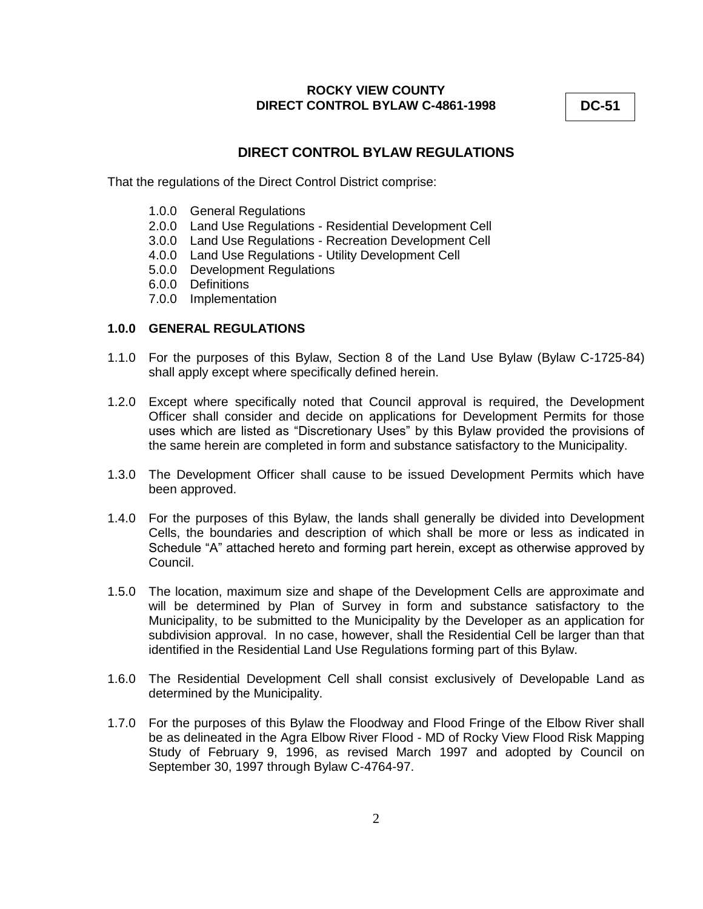**ROCKY VIEW COUNTY**
**DIRECT CONTROL BYLAW C-4861-1998**

**DC-51**

## DIRECT CONTROL BYLAW REGULATIONS

That the regulations of the Direct Control District comprise:

- 1.0.0 General Regulations
- 2.0.0 Land Use Regulations - Residential Development Cell
- 3.0.0 Land Use Regulations - Recreation Development Cell
- 4.0.0 Land Use Regulations - Utility Development Cell
- 5.0.0 Development Regulations
- 6.0.0 Definitions
- 7.0.0 Implementation

### 1.0.0 GENERAL REGULATIONS

1.1.0 For the purposes of this Bylaw, Section 8 of the Land Use Bylaw (Bylaw C-1725-84) shall apply except where specifically defined herein.

1.2.0 Except where specifically noted that Council approval is required, the Development Officer shall consider and decide on applications for Development Permits for those uses which are listed as "Discretionary Uses" by this Bylaw provided the provisions of the same herein are completed in form and substance satisfactory to the Municipality.

1.3.0 The Development Officer shall cause to be issued Development Permits which have been approved.

1.4.0 For the purposes of this Bylaw, the lands shall generally be divided into Development Cells, the boundaries and description of which shall be more or less as indicated in Schedule "A" attached hereto and forming part herein, except as otherwise approved by Council.

1.5.0 The location, maximum size and shape of the Development Cells are approximate and will be determined by Plan of Survey in form and substance satisfactory to the Municipality, to be submitted to the Municipality by the Developer as an application for subdivision approval. In no case, however, shall the Residential Cell be larger than that identified in the Residential Land Use Regulations forming part of this Bylaw.

1.6.0 The Residential Development Cell shall consist exclusively of Developable Land as determined by the Municipality.

1.7.0 For the purposes of this Bylaw the Floodway and Flood Fringe of the Elbow River shall be as delineated in the Agra Elbow River Flood - MD of Rocky View Flood Risk Mapping Study of February 9, 1996, as revised March 1997 and adopted by Council on September 30, 1997 through Bylaw C-4764-97.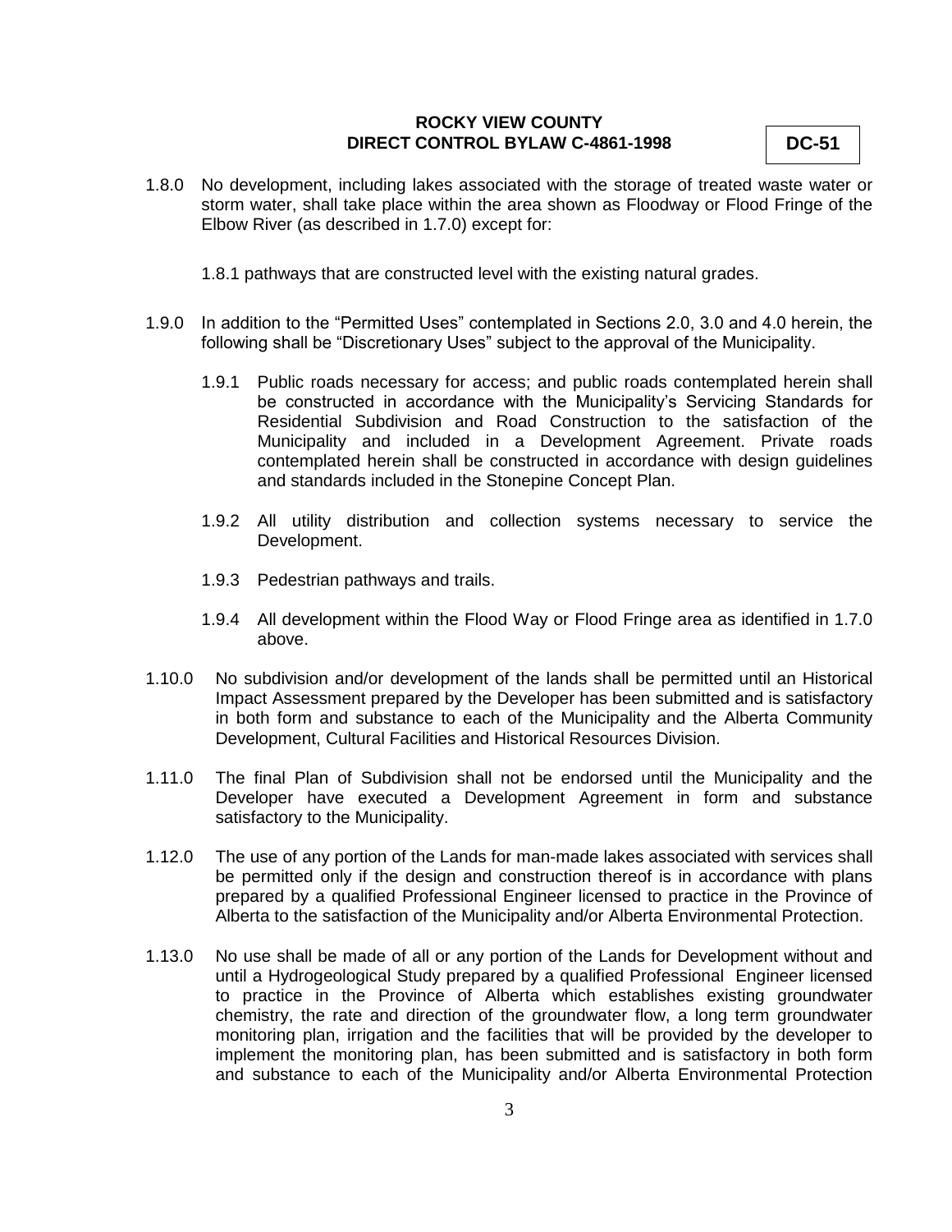1.8.0 No development, including lakes associated with the storage of treated waste water or storm water, shall take place within the area shown as Floodway or Flood Fringe of the Elbow River (as described in 1.7.0) except for:

1.8.1 pathways that are constructed level with the existing natural grades.

1.9.0 In addition to the "Permitted Uses" contemplated in Sections 2.0, 3.0 and 4.0 herein, the following shall be "Discretionary Uses" subject to the approval of the Municipality.

1.9.1 Public roads necessary for access; and public roads contemplated herein shall be constructed in accordance with the Municipality's Servicing Standards for Residential Subdivision and Road Construction to the satisfaction of the Municipality and included in a Development Agreement. Private roads contemplated herein shall be constructed in accordance with design guidelines and standards included in the Stonepine Concept Plan.

1.9.2 All utility distribution and collection systems necessary to service the Development.

1.9.3 Pedestrian pathways and trails.

1.9.4 All development within the Flood Way or Flood Fringe area as identified in 1.7.0 above.

1.10.0 No subdivision and/or development of the lands shall be permitted until an Historical Impact Assessment prepared by the Developer has been submitted and is satisfactory in both form and substance to each of the Municipality and the Alberta Community Development, Cultural Facilities and Historical Resources Division.

1.11.0 The final Plan of Subdivision shall not be endorsed until the Municipality and the Developer have executed a Development Agreement in form and substance satisfactory to the Municipality.

1.12.0 The use of any portion of the Lands for man-made lakes associated with services shall be permitted only if the design and construction thereof is in accordance with plans prepared by a qualified Professional Engineer licensed to practice in the Province of Alberta to the satisfaction of the Municipality and/or Alberta Environmental Protection.

1.13.0 No use shall be made of all or any portion of the Lands for Development without and until a Hydrogeological Study prepared by a qualified Professional Engineer licensed to practice in the Province of Alberta which establishes existing groundwater chemistry, the rate and direction of the groundwater flow, a long term groundwater monitoring plan, irrigation and the facilities that will be provided by the developer to implement the monitoring plan, has been submitted and is satisfactory in both form and substance to each of the Municipality and/or Alberta Environmental Protection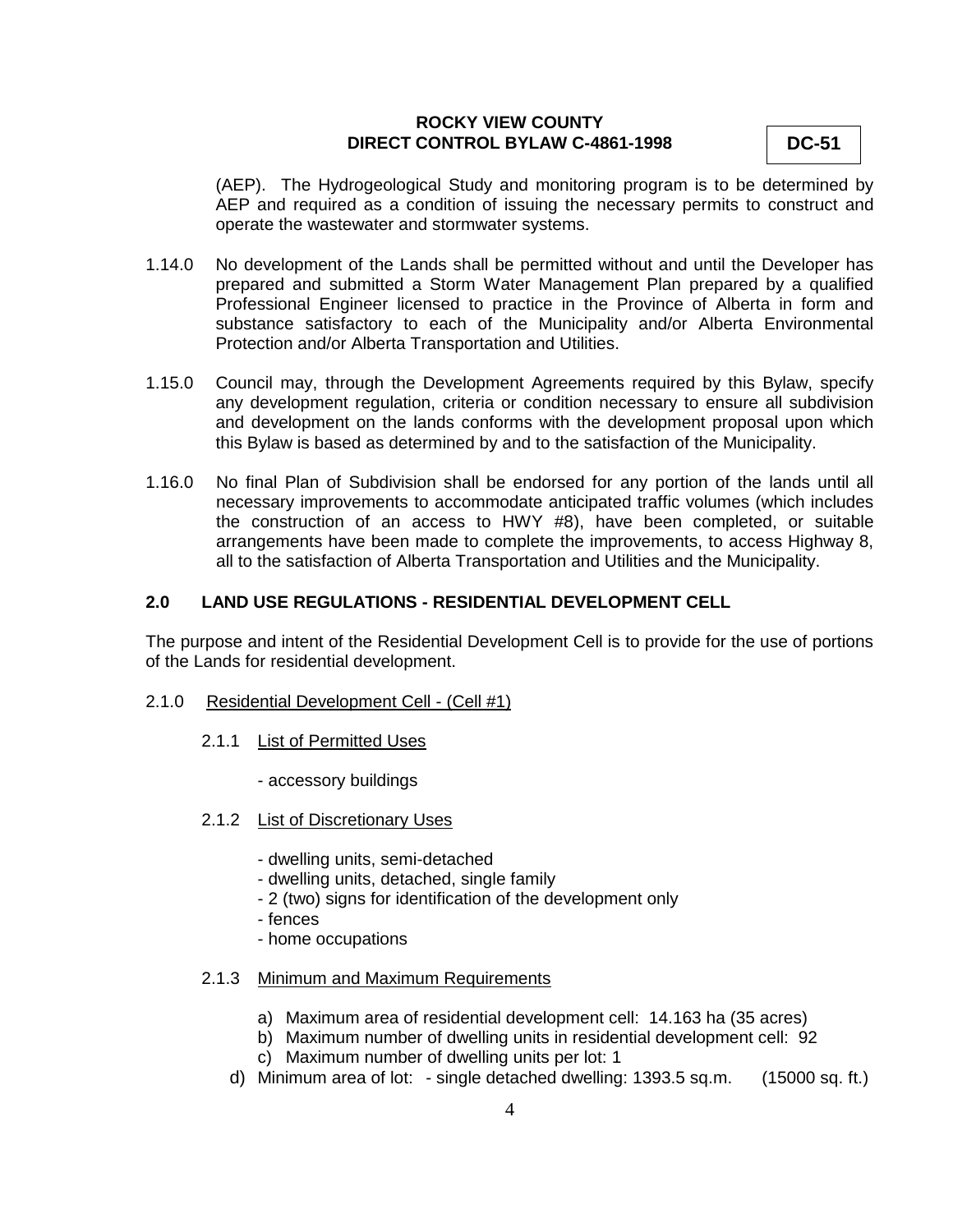(AEP). The Hydrogeological Study and monitoring program is to be determined by AEP and required as a condition of issuing the necessary permits to construct and operate the wastewater and stormwater systems.

1.14.0 No development of the Lands shall be permitted without and until the Developer has prepared and submitted a Storm Water Management Plan prepared by a qualified Professional Engineer licensed to practice in the Province of Alberta in form and substance satisfactory to each of the Municipality and/or Alberta Environmental Protection and/or Alberta Transportation and Utilities.

1.15.0 Council may, through the Development Agreements required by this Bylaw, specify any development regulation, criteria or condition necessary to ensure all subdivision and development on the lands conforms with the development proposal upon which this Bylaw is based as determined by and to the satisfaction of the Municipality.

1.16.0 No final Plan of Subdivision shall be endorsed for any portion of the lands until all necessary improvements to accommodate anticipated traffic volumes (which includes the construction of an access to HWY #8), have been completed, or suitable arrangements have been made to complete the improvements, to access Highway 8, all to the satisfaction of Alberta Transportation and Utilities and the Municipality.

## 2.0 LAND USE REGULATIONS - RESIDENTIAL DEVELOPMENT CELL

The purpose and intent of the Residential Development Cell is to provide for the use of portions of the Lands for residential development.

2.1.0 Residential Development Cell - (Cell #1)

2.1.1 List of Permitted Uses

- accessory buildings

2.1.2 List of Discretionary Uses

- dwelling units, semi-detached
- dwelling units, detached, single family
- 2 (two) signs for identification of the development only
- fences
- home occupations

2.1.3 Minimum and Maximum Requirements

a) Maximum area of residential development cell: 14.163 ha (35 acres)
b) Maximum number of dwelling units in residential development cell: 92
c) Maximum number of dwelling units per lot: 1
d) Minimum area of lot: - single detached dwelling: 1393.5 sq.m. (15000 sq. ft.)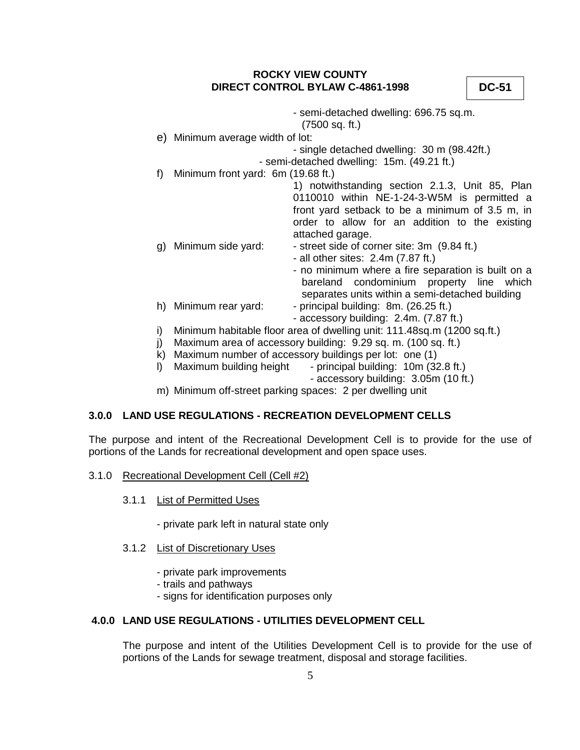- semi-detached dwelling: 696.75 sq.m. (7500 sq. ft.)

e) Minimum average width of lot:
   - single detached dwelling: 30 m (98.42ft.)
   - semi-detached dwelling: 15m. (49.21 ft.)

f) Minimum front yard: 6m (19.68 ft.)
   1) notwithstanding section 2.1.3, Unit 85, Plan 0110010 within NE-1-24-3-W5M is permitted a front yard setback to be a minimum of 3.5 m, in order to allow for an addition to the existing attached garage.

g) Minimum side yard:
   - street side of corner site: 3m (9.84 ft.)
   - all other sites: 2.4m (7.87 ft.)
   - no minimum where a fire separation is built on a bareland condominium property line which separates units within a semi-detached building

h) Minimum rear yard:
   - principal building: 8m. (26.25 ft.)
   - accessory building: 2.4m. (7.87 ft.)

i) Minimum habitable floor area of dwelling unit: 111.48sq.m (1200 sq.ft.)

j) Maximum area of accessory building: 9.29 sq. m. (100 sq. ft.)

k) Maximum number of accessory buildings per lot: one (1)

l) Maximum building height
   - principal building: 10m (32.8 ft.)
   - accessory building: 3.05m (10 ft.)

m) Minimum off-street parking spaces: 2 per dwelling unit

## 3.0.0 LAND USE REGULATIONS - RECREATION DEVELOPMENT CELLS

The purpose and intent of the Recreational Development Cell is to provide for the use of portions of the Lands for recreational development and open space uses.

### 3.1.0 Recreational Development Cell (Cell #2)

#### 3.1.1 List of Permitted Uses

- private park left in natural state only

#### 3.1.2 List of Discretionary Uses

- private park improvements
- trails and pathways
- signs for identification purposes only

## 4.0.0 LAND USE REGULATIONS - UTILITIES DEVELOPMENT CELL

The purpose and intent of the Utilities Development Cell is to provide for the use of portions of the Lands for sewage treatment, disposal and storage facilities.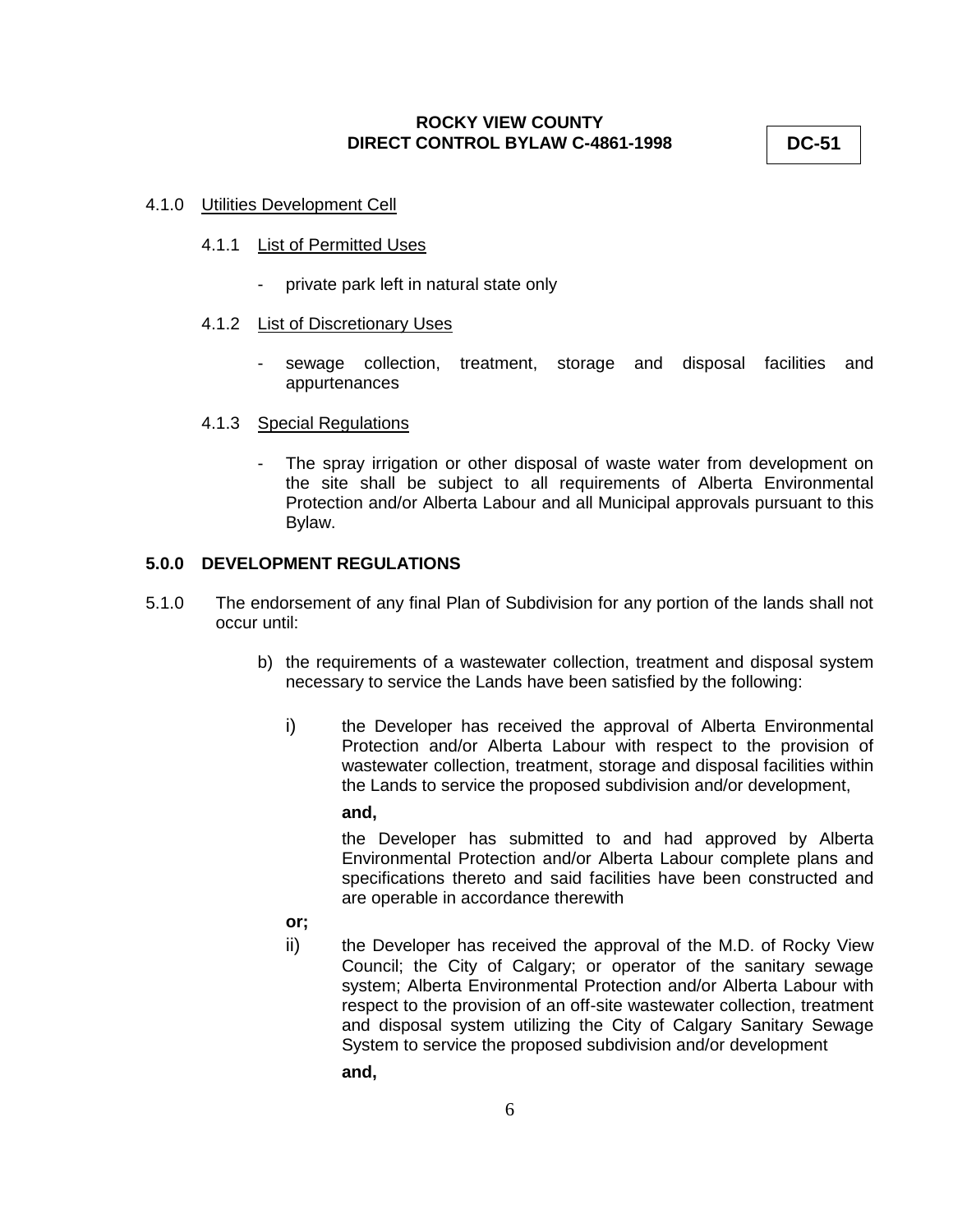4.1.0 Utilities Development Cell

4.1.1 List of Permitted Uses

- private park left in natural state only

4.1.2 List of Discretionary Uses

- sewage collection, treatment, storage and disposal facilities and appurtenances

4.1.3 Special Regulations

- The spray irrigation or other disposal of waste water from development on the site shall be subject to all requirements of Alberta Environmental Protection and/or Alberta Labour and all Municipal approvals pursuant to this Bylaw.

## 5.0.0 DEVELOPMENT REGULATIONS

5.1.0 The endorsement of any final Plan of Subdivision for any portion of the lands shall not occur until:

b) the requirements of a wastewater collection, treatment and disposal system necessary to service the Lands have been satisfied by the following:

i) the Developer has received the approval of Alberta Environmental Protection and/or Alberta Labour with respect to the provision of wastewater collection, treatment, storage and disposal facilities within the Lands to service the proposed subdivision and/or development,

**and,**

the Developer has submitted to and had approved by Alberta Environmental Protection and/or Alberta Labour complete plans and specifications thereto and said facilities have been constructed and are operable in accordance therewith

**or;**

ii) the Developer has received the approval of the M.D. of Rocky View Council; the City of Calgary; or operator of the sanitary sewage system; Alberta Environmental Protection and/or Alberta Labour with respect to the provision of an off-site wastewater collection, treatment and disposal system utilizing the City of Calgary Sanitary Sewage System to service the proposed subdivision and/or development

**and,**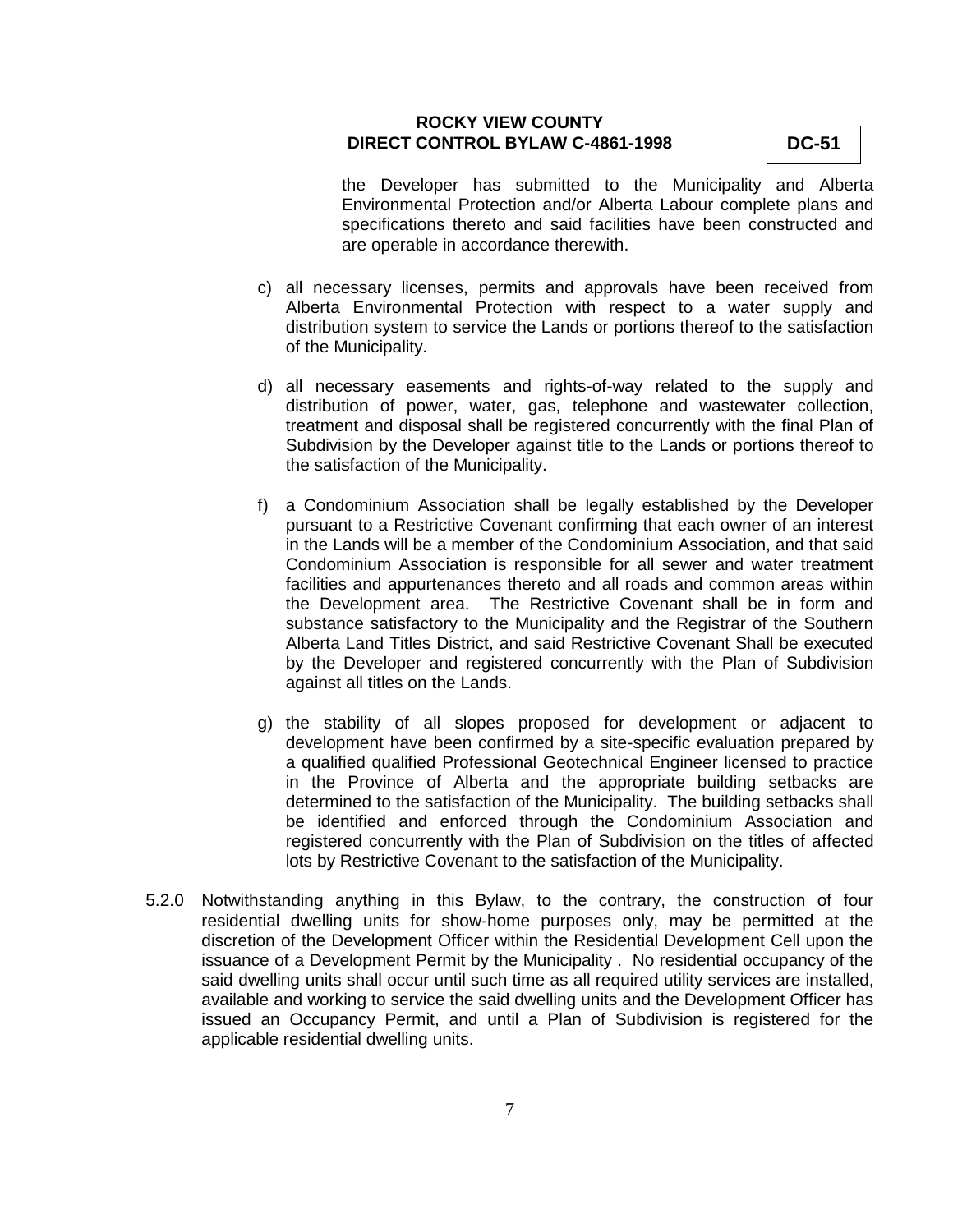the Developer has submitted to the Municipality and Alberta Environmental Protection and/or Alberta Labour complete plans and specifications thereto and said facilities have been constructed and are operable in accordance therewith.

c) all necessary licenses, permits and approvals have been received from Alberta Environmental Protection with respect to a water supply and distribution system to service the Lands or portions thereof to the satisfaction of the Municipality.

d) all necessary easements and rights-of-way related to the supply and distribution of power, water, gas, telephone and wastewater collection, treatment and disposal shall be registered concurrently with the final Plan of Subdivision by the Developer against title to the Lands or portions thereof to the satisfaction of the Municipality.

f) a Condominium Association shall be legally established by the Developer pursuant to a Restrictive Covenant confirming that each owner of an interest in the Lands will be a member of the Condominium Association, and that said Condominium Association is responsible for all sewer and water treatment facilities and appurtenances thereto and all roads and common areas within the Development area. The Restrictive Covenant shall be in form and substance satisfactory to the Municipality and the Registrar of the Southern Alberta Land Titles District, and said Restrictive Covenant Shall be executed by the Developer and registered concurrently with the Plan of Subdivision against all titles on the Lands.

g) the stability of all slopes proposed for development or adjacent to development have been confirmed by a site-specific evaluation prepared by a qualified qualified Professional Geotechnical Engineer licensed to practice in the Province of Alberta and the appropriate building setbacks are determined to the satisfaction of the Municipality. The building setbacks shall be identified and enforced through the Condominium Association and registered concurrently with the Plan of Subdivision on the titles of affected lots by Restrictive Covenant to the satisfaction of the Municipality.

5.2.0 Notwithstanding anything in this Bylaw, to the contrary, the construction of four residential dwelling units for show-home purposes only, may be permitted at the discretion of the Development Officer within the Residential Development Cell upon the issuance of a Development Permit by the Municipality . No residential occupancy of the said dwelling units shall occur until such time as all required utility services are installed, available and working to service the said dwelling units and the Development Officer has issued an Occupancy Permit, and until a Plan of Subdivision is registered for the applicable residential dwelling units.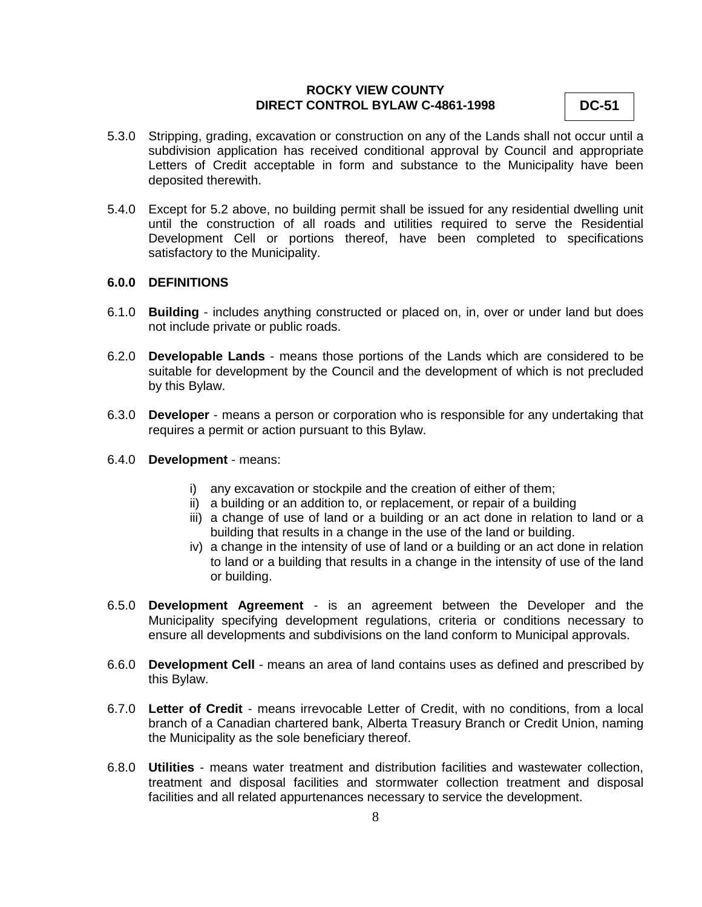5.3.0 Stripping, grading, excavation or construction on any of the Lands shall not occur until a subdivision application has received conditional approval by Council and appropriate Letters of Credit acceptable in form and substance to the Municipality have been deposited therewith.

5.4.0 Except for 5.2 above, no building permit shall be issued for any residential dwelling unit until the construction of all roads and utilities required to serve the Residential Development Cell or portions thereof, have been completed to specifications satisfactory to the Municipality.

## 6.0.0 DEFINITIONS

6.1.0 **Building** - includes anything constructed or placed on, in, over or under land but does not include private or public roads.

6.2.0 **Developable Lands** - means those portions of the Lands which are considered to be suitable for development by the Council and the development of which is not precluded by this Bylaw.

6.3.0 **Developer** - means a person or corporation who is responsible for any undertaking that requires a permit or action pursuant to this Bylaw.

6.4.0 **Development** - means:

i) any excavation or stockpile and the creation of either of them;
ii) a building or an addition to, or replacement, or repair of a building
iii) a change of use of land or a building or an act done in relation to land or a building that results in a change in the use of the land or building.
iv) a change in the intensity of use of land or a building or an act done in relation to land or a building that results in a change in the intensity of use of the land or building.

6.5.0 **Development Agreement** - is an agreement between the Developer and the Municipality specifying development regulations, criteria or conditions necessary to ensure all developments and subdivisions on the land conform to Municipal approvals.

6.6.0 **Development Cell** - means an area of land contains uses as defined and prescribed by this Bylaw.

6.7.0 **Letter of Credit** - means irrevocable Letter of Credit, with no conditions, from a local branch of a Canadian chartered bank, Alberta Treasury Branch or Credit Union, naming the Municipality as the sole beneficiary thereof.

6.8.0 **Utilities** - means water treatment and distribution facilities and wastewater collection, treatment and disposal facilities and stormwater collection treatment and disposal facilities and all related appurtenances necessary to service the development.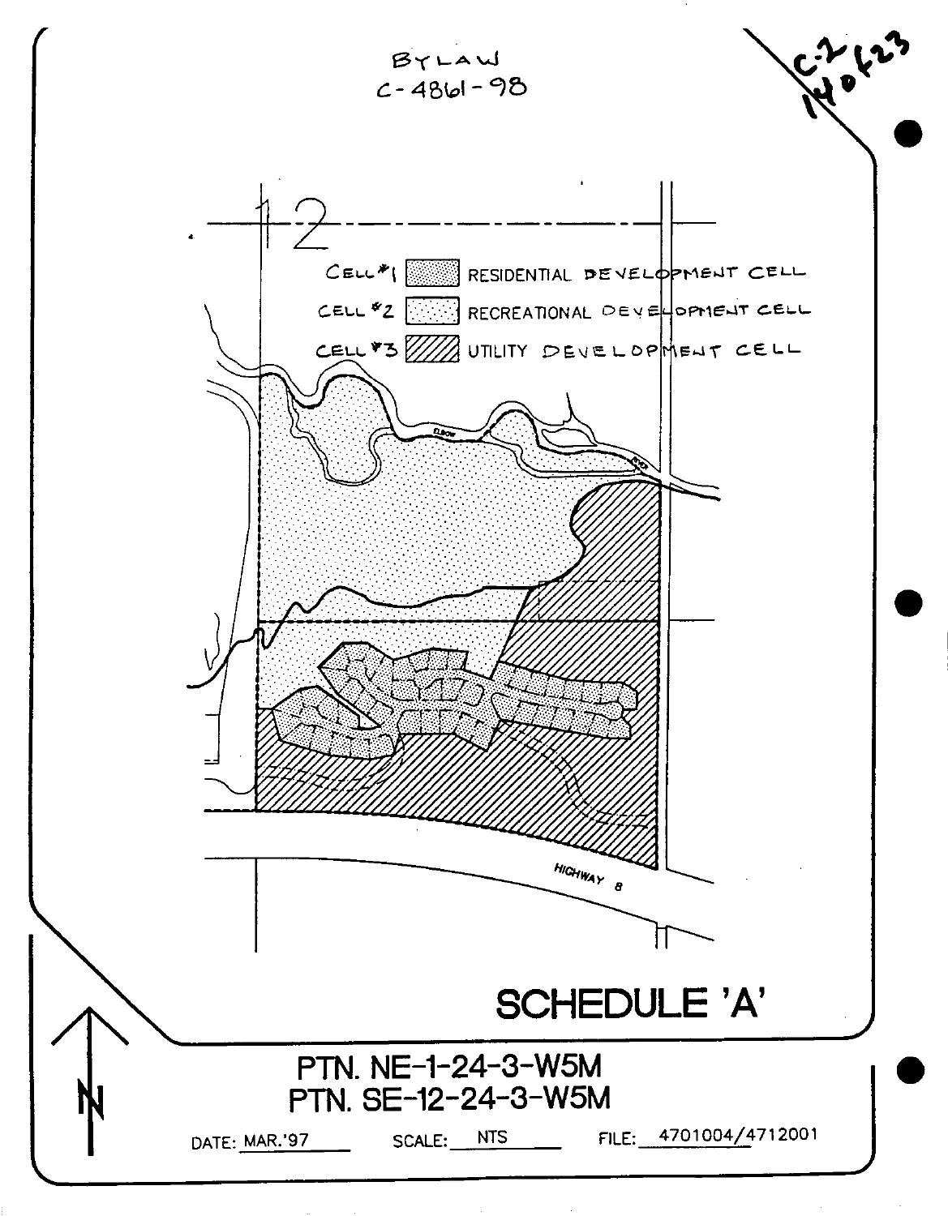BYLAW
C-4861-98

C-2
140623

12

CELL #1 RESIDENTIAL DEVELOPMENT CELL

CELL #2 RECREATIONAL DEVELOPMENT CELL

CELL #3 UTILITY DEVELOPMENT CELL

ELBOW RIVER

HIGHWAY 8

# SCHEDULE 'A'

## PTN. NE-1-24-3-W5M
## PTN. SE-12-24-3-W5M

N

DATE: MAR.'97 SCALE: NTS FILE: 4701004/4712001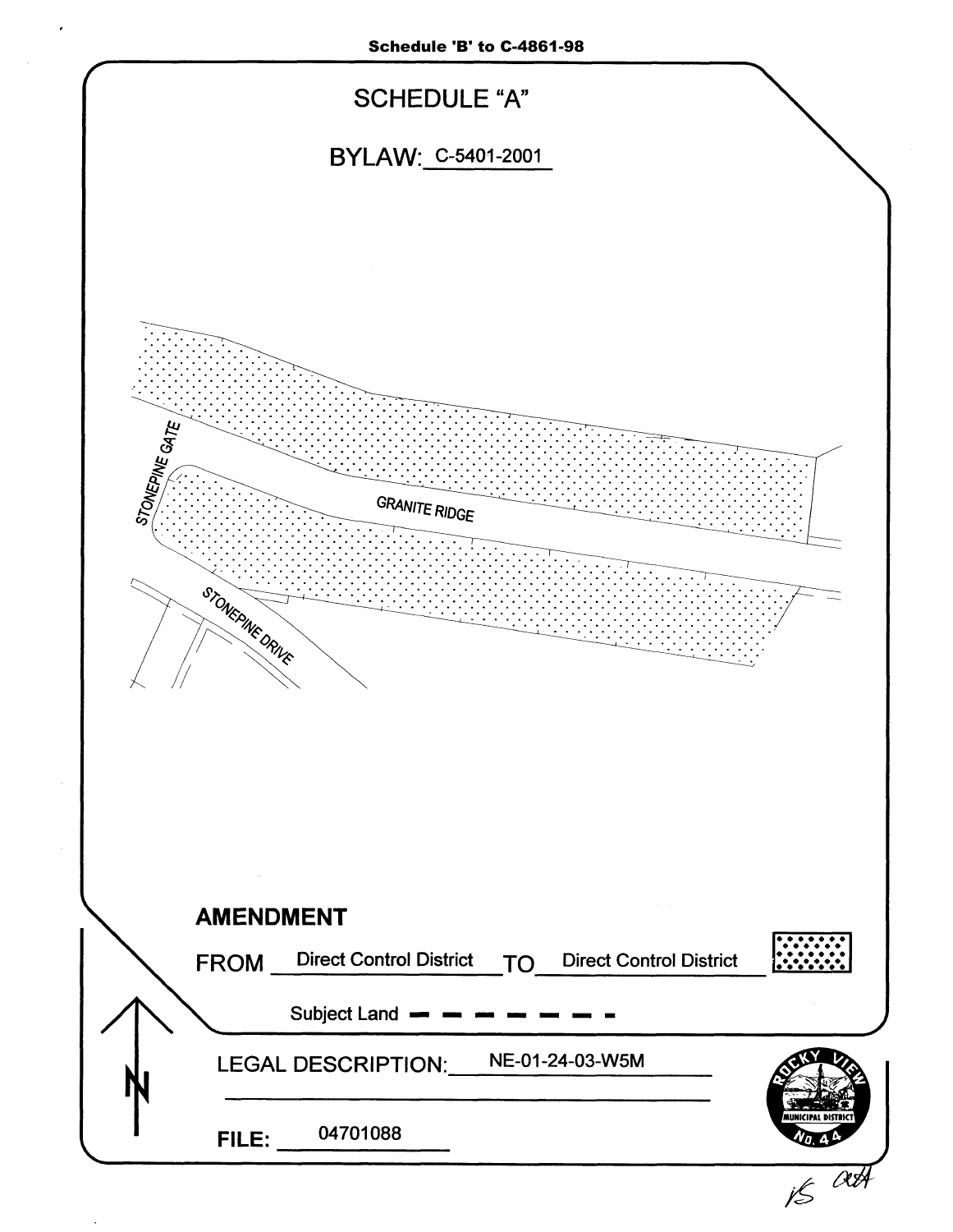**Schedule 'B' to C-4861-98**

# SCHEDULE "A"

## BYLAW: C-5401-2001

STONEPINE GATE

GRANITE RIDGE

STONEPINE DRIVE

**AMENDMENT**

FROM Direct Control District TO Direct Control District

Subject Land

LEGAL DESCRIPTION: NE-01-24-03-W5M

FILE: 04701088

ROCKY VIEW MUNICIPAL DISTRICT No. 44

N

*JS att*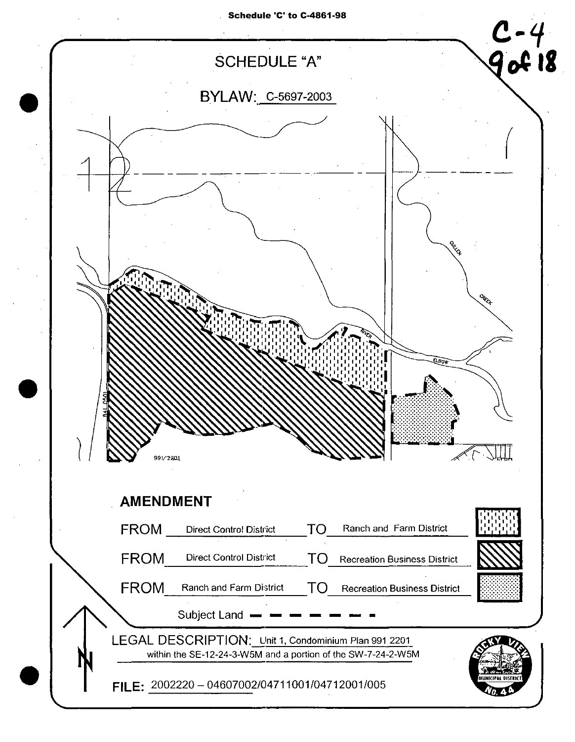Schedule 'C' to C-4861-98

C-4
9 of 18

# SCHEDULE "A"

BYLAW: C-5697-2003

12

CULLEN CREEK

ELBOW RIVER

841 (50)

991/2201

## AMENDMENT

| | | | |
|---|---|---|---|
| FROM | Direct Control District | TO | Ranch and Farm District |
| FROM | Direct Control District | TO | Recreation Business District |
| FROM | Ranch and Farm District | TO | Recreation Business District |

Subject Land

N

LEGAL DESCRIPTION: Unit 1, Condominium Plan 991 2201 within the SE-12-24-3-W5M and a portion of the SW-7-24-2-W5M

FILE: 2002220 – 04607002/04711001/04712001/005

ROCKY VIEW MUNICIPAL DISTRICT NO. 44